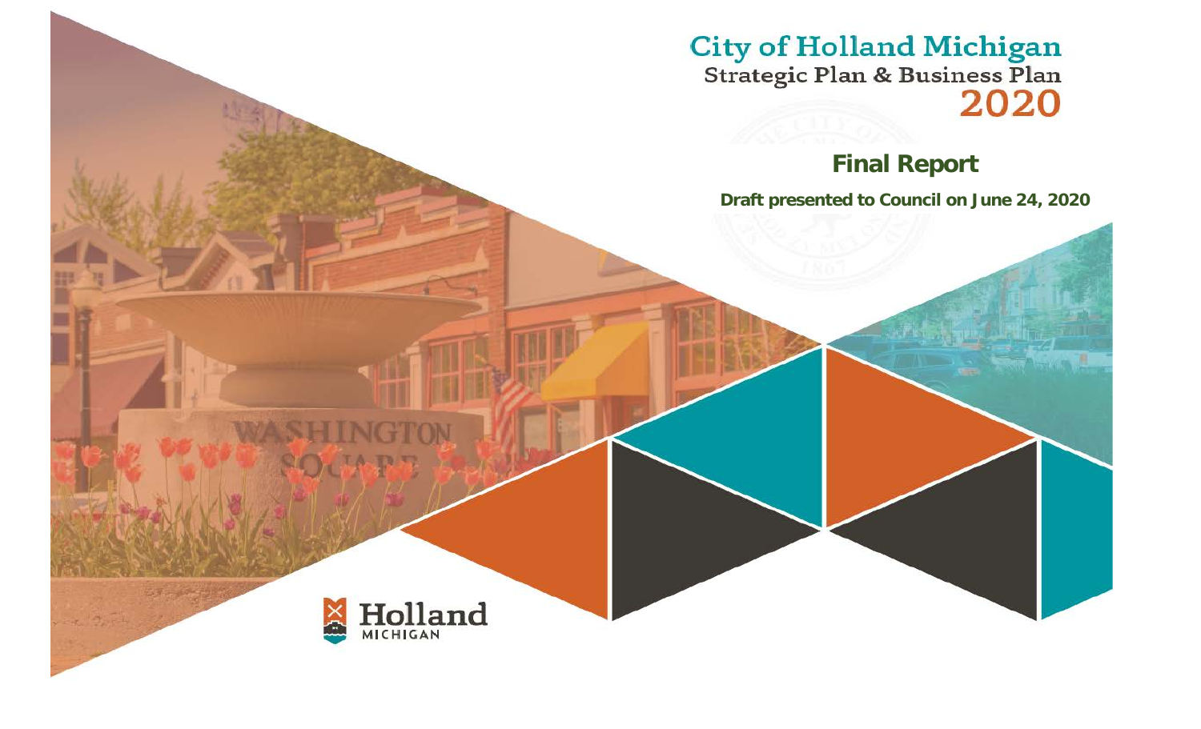# City of Holland Michigan

## Strategic Plan & Business Plan

## 2020

**Final Report**

**Draft presented to Council on June 24, 2020**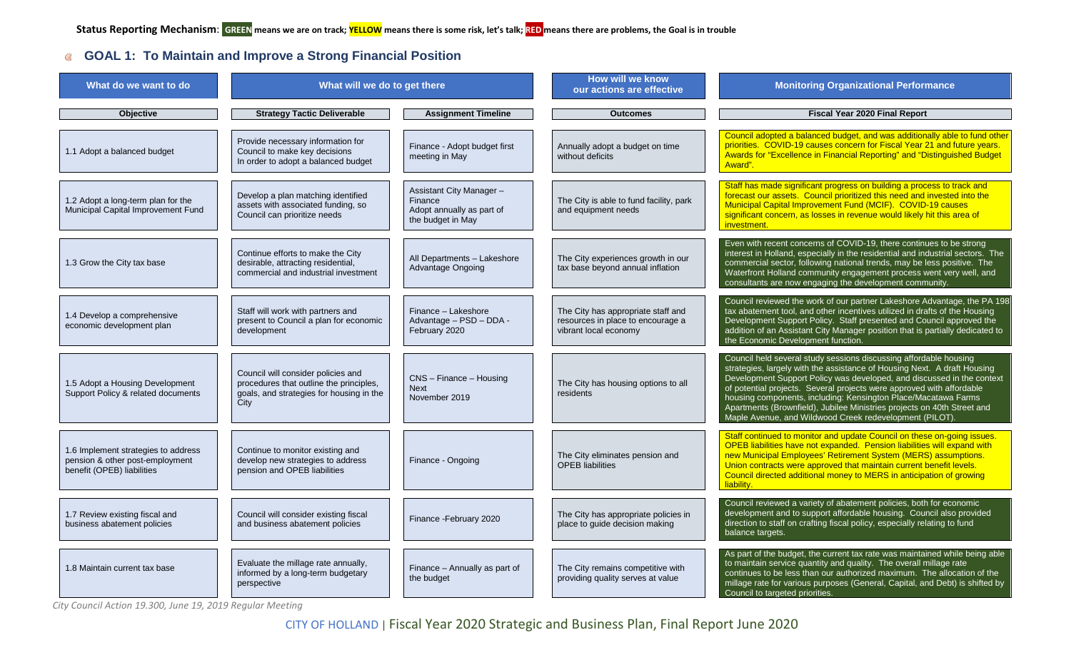**Status Reporting Mechanism**: **GREEN** means we are on track; **YELLOW** means there is some risk, let's talk; **RED** means there are problems, the Goal is in trouble

## GOAL 1: To Maintain and Improve a Strong Financial Position

| What do we want to do | What will we do to get there | | How will we know our actions are effective | Monitoring Organizational Performance |
|---|---|---|---|---|
| **Objective** | **Strategy Tactic Deliverable** | **Assignment Timeline** | **Outcomes** | **Fiscal Year 2020 Final Report** |
| 1.1 Adopt a balanced budget | Provide necessary information for Council to make key decisions In order to adopt a balanced budget | Finance - Adopt budget first meeting in May | Annually adopt a budget on time without deficits | Council adopted a balanced budget, and was additionally able to fund other priorities. COVID-19 causes concern for Fiscal Year 21 and future years. Awards for "Excellence in Financial Reporting" and "Distinguished Budget Award". |
| 1.2 Adopt a long-term plan for the Municipal Capital Improvement Fund | Develop a plan matching identified assets with associated funding, so Council can prioritize needs | Assistant City Manager – Finance Adopt annually as part of the budget in May | The City is able to fund facility, park and equipment needs | Staff has made significant progress on building a process to track and forecast our assets. Council prioritized this need and invested into the Municipal Capital Improvement Fund (MCIF). COVID-19 causes significant concern, as losses in revenue would likely hit this area of investment. |
| 1.3 Grow the City tax base | Continue efforts to make the City desirable, attracting residential, commercial and industrial investment | All Departments – Lakeshore Advantage Ongoing | The City experiences growth in our tax base beyond annual inflation | Even with recent concerns of COVID-19, there continues to be strong interest in Holland, especially in the residential and industrial sectors. The commercial sector, following national trends, may be less positive. The Waterfront Holland community engagement process went very well, and consultants are now engaging the development community. |
| 1.4 Develop a comprehensive economic development plan | Staff will work with partners and present to Council a plan for economic development | Finance – Lakeshore Advantage – PSD – DDA - February 2020 | The City has appropriate staff and resources in place to encourage a vibrant local economy | Council reviewed the work of our partner Lakeshore Advantage, the PA 198 tax abatement tool, and other incentives utilized in drafts of the Housing Development Support Policy. Staff presented and Council approved the addition of an Assistant City Manager position that is partially dedicated to the Economic Development function. |
| 1.5 Adopt a Housing Development Support Policy & related documents | Council will consider policies and procedures that outline the principles, goals, and strategies for housing in the City | CNS – Finance – Housing Next November 2019 | The City has housing options to all residents | Council held several study sessions discussing affordable housing strategies, largely with the assistance of Housing Next. A draft Housing Development Support Policy was developed, and discussed in the context of potential projects. Several projects were approved with affordable housing components, including: Kensington Place/Macatawa Farms Apartments (Brownfield), Jubilee Ministries projects on 40th Street and Maple Avenue, and Wildwood Creek redevelopment (PILOT). |
| 1.6 Implement strategies to address pension & other post-employment benefit (OPEB) liabilities | Continue to monitor existing and develop new strategies to address pension and OPEB liabilities | Finance - Ongoing | The City eliminates pension and OPEB liabilities | Staff continued to monitor and update Council on these on-going issues. OPEB liabilities have not expanded. Pension liabilities will expand with new Municipal Employees' Retirement System (MERS) assumptions. Union contracts were approved that maintain current benefit levels. Council directed additional money to MERS in anticipation of growing liability. |
| 1.7 Review existing fiscal and business abatement policies | Council will consider existing fiscal and business abatement policies | Finance -February 2020 | The City has appropriate policies in place to guide decision making | Council reviewed a variety of abatement policies, both for economic development and to support affordable housing. Council also provided direction to staff on crafting fiscal policy, especially relating to fund balance targets. |
| 1.8 Maintain current tax base | Evaluate the millage rate annually, informed by a long-term budgetary perspective | Finance – Annually as part of the budget | The City remains competitive with providing quality serves at value | As part of the budget, the current tax rate was maintained while being able to maintain service quantity and quality. The overall millage rate continues to be less than our authorized maximum. The allocation of the millage rate for various purposes (General, Capital, and Debt) is shifted by Council to targeted priorities. |

*City Council Action 19.300, June 19, 2019 Regular Meeting*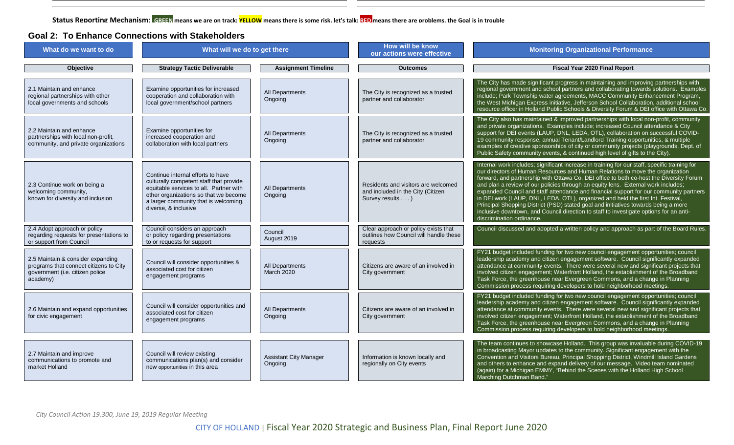**Status Reporting Mechanism**: **GREEN** means we are on track; **YELLOW** means there is some risk, let's talk; **RED** means there are problems, the Goal is in trouble

## Goal 2: To Enhance Connections with Stakeholders

| What do we want to do | What will we do to get there | | How will be know our actions were effective | Monitoring Organizational Performance |
|---|---|---|---|---|
| **Objective** | **Strategy Tactic Deliverable** | **Assignment Timeline** | **Outcomes** | **Fiscal Year 2020 Final Report** |
| 2.1 Maintain and enhance regional partnerships with other local governments and schools | Examine opportunities for increased cooperation and collaboration with local government/school partners | All Departments Ongoing | The City is recognized as a trusted partner and collaborator | The City has made significant progress in maintaining and improving partnerships with regional government and school partners and collaborating towards solutions. Examples include; Park Township water agreements, MACC Community Enhancement Program, the West Michigan Express initiative, Jefferson School Collaboration, additional school resource officer in Holland Public Schools & Diversity Forum & DEI office with Ottawa Co. |
| 2.2 Maintain and enhance partnerships with local non-profit, community, and private organizations | Examine opportunities for increased cooperation and collaboration with local partners | All Departments Ongoing | The City is recognized as a trusted partner and collaborator | The City also has maintained & improved partnerships with local non-profit, community and private organizations. Examples include; increased Council attendance & City support for DEI events (LAUP, DNL, LEDA, OTL), collaboration on successful COVID-19 community response, annual Tenant/Landlord Training opportunities, & multiple examples of creative sponsorships of city or community projects (playgrounds, Dept. of Public Safety community events, & continued high level of gifts to the City). |
| 2.3 Continue work on being a welcoming community, known for diversity and inclusion | Continue internal efforts to have culturally competent staff that provide equitable services to all. Partner with other organizations so that we become a larger community that is welcoming, diverse, & inclusive | All Departments Ongoing | Residents and visitors are welcomed and included in the City (Citizen Survey results . . . ) | Internal work includes; significant increase in training for our staff, specific training for our directors of Human Resources and Human Relations to move the organization forward, and partnership with Ottawa Co. DEI office to both co-host the Diversity Forum and plan a review of our policies through an equity lens. External work includes; expanded Council and staff attendance and financial support for our community partners in DEI work (LAUP, DNL, LEDA, OTL), organized and held the first Int. Festival, Principal Shopping District (PSD) stated goal and initiatives towards being a more inclusive downtown, and Council direction to staff to investigate options for an anti-discrimination ordinance. |
| 2.4 Adopt approach or policy regarding requests for presentations to or support from Council | Council considers an approach or policy regarding presentations to or requests for support | Council August 2019 | Clear approach or policy exists that outlines how Council will handle these requests | Council discussed and adopted a written policy and approach as part of the Board Rules. |
| 2.5 Maintain & consider expanding programs that connect citizens to City government (i.e. citizen police academy) | Council will consider opportunities & associated cost for citizen engagement programs | All Departments March 2020 | Citizens are aware of an involved in City government | FY21 budget included funding for two new council engagement opportunities; council leadership academy and citizen engagement software. Council significantly expanded attendance at community events. There were several new and significant projects that involved citizen engagement; Waterfront Holland, the establishment of the Broadband Task Force, the greenhouse near Evergreen Commons, and a change in Planning Commission process requiring developers to hold neighborhood meetings. |
| 2.6 Maintain and expand opportunities for civic engagement | Council will consider opportunities and associated cost for citizen engagement programs | All Departments Ongoing | Citizens are aware of an involved in City government | FY21 budget included funding for two new council engagement opportunities; council leadership academy and citizen engagement software. Council significantly expanded attendance at community events. There were several new and significant projects that involved citizen engagement; Waterfront Holland, the establishment of the Broadband Task Force, the greenhouse near Evergreen Commons, and a change in Planning Commission process requiring developers to hold neighborhood meetings. |
| 2.7 Maintain and improve communications to promote and market Holland | Council will review existing communications plan(s) and consider new opportunities in this area | Assistant City Manager Ongoing | Information is known locally and regionally on City events | The team continues to showcase Holland. This group was invaluable during COVID-19 in broadcasting Mayor updates to the community. Significant engagement with the Convention and Visitors Bureau, Principal Shopping District, Windmill Island Gardens and others to enhance and expand delivery of our message. Video team nominated (again) for a Michigan EMMY, "Behind the Scenes with the Holland High School Marching Dutchman Band." |

*City Council Action 19.300, June 19, 2019 Regular Meeting*

CITY OF HOLLAND | Fiscal Year 2020 Strategic and Business Plan, Final Report June 2020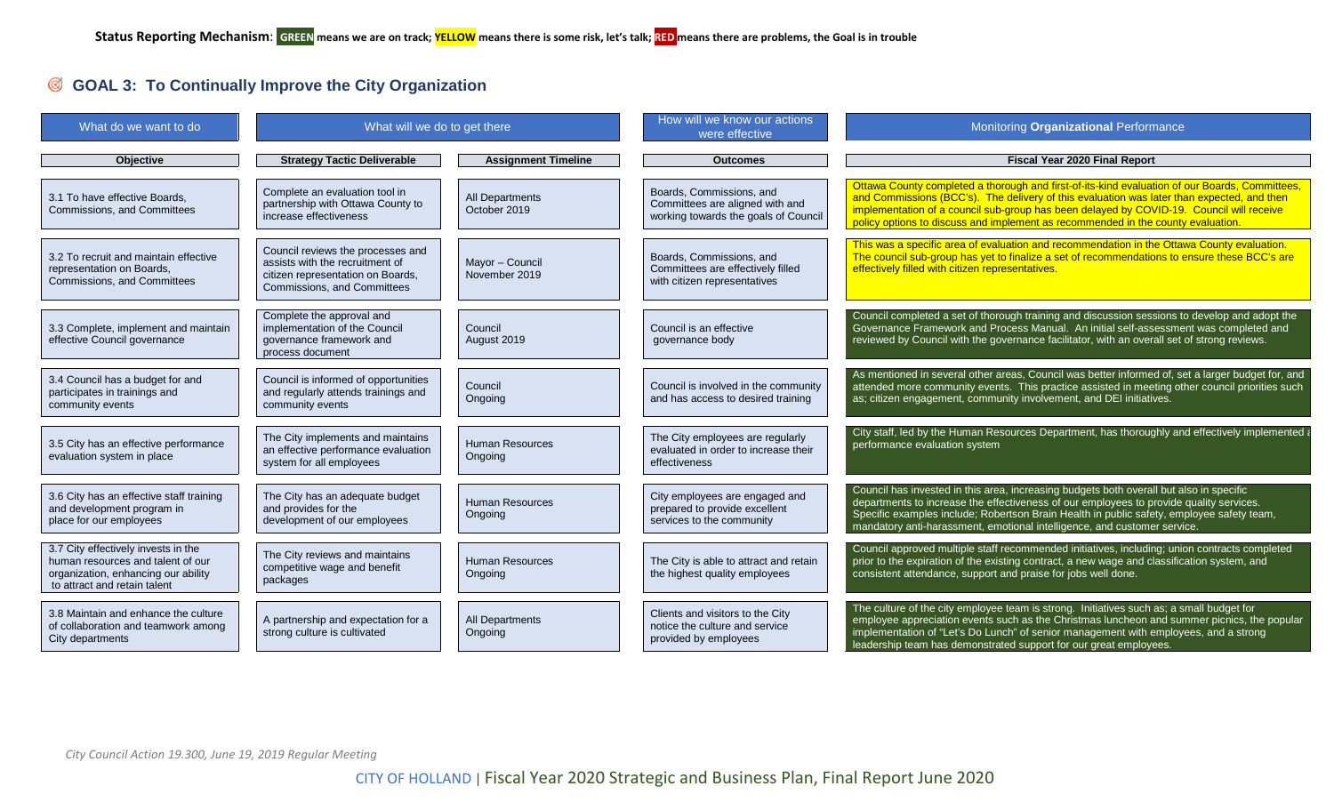**Status Reporting Mechanism**: **GREEN** means we are on track; **YELLOW** means there is some risk, let's talk; **RED** means there are problems, the Goal is in trouble

## GOAL 3: To Continually Improve the City Organization

| What do we want to do | What will we do to get there | | How will we know our actions were effective | Monitoring **Organizational** Performance |
|---|---|---|---|---|
| **Objective** | **Strategy Tactic Deliverable** | **Assignment Timeline** | **Outcomes** | **Fiscal Year 2020 Final Report** |
| 3.1 To have effective Boards, Commissions, and Committees | Complete an evaluation tool in partnership with Ottawa County to increase effectiveness | All Departments October 2019 | Boards, Commissions, and Committees are aligned with and working towards the goals of Council | Ottawa County completed a thorough and first-of-its-kind evaluation of our Boards, Committees, and Commissions (BCC's). The delivery of this evaluation was later than expected, and then implementation of a council sub-group has been delayed by COVID-19. Council will receive policy options to discuss and implement as recommended in the county evaluation. |
| 3.2 To recruit and maintain effective representation on Boards, Commissions, and Committees | Council reviews the processes and assists with the recruitment of citizen representation on Boards, Commissions, and Committees | Mayor – Council November 2019 | Boards, Commissions, and Committees are effectively filled with citizen representatives | This was a specific area of evaluation and recommendation in the Ottawa County evaluation. The council sub-group has yet to finalize a set of recommendations to ensure these BCC's are effectively filled with citizen representatives. |
| 3.3 Complete, implement and maintain effective Council governance | Complete the approval and implementation of the Council governance framework and process document | Council August 2019 | Council is an effective governance body | Council completed a set of thorough training and discussion sessions to develop and adopt the Governance Framework and Process Manual. An initial self-assessment was completed and reviewed by Council with the governance facilitator, with an overall set of strong reviews. |
| 3.4 Council has a budget for and participates in trainings and community events | Council is informed of opportunities and regularly attends trainings and community events | Council Ongoing | Council is involved in the community and has access to desired training | As mentioned in several other areas, Council was better informed of, set a larger budget for, and attended more community events. This practice assisted in meeting other council priorities such as; citizen engagement, community involvement, and DEI initiatives. |
| 3.5 City has an effective performance evaluation system in place | The City implements and maintains an effective performance evaluation system for all employees | Human Resources Ongoing | The City employees are regularly evaluated in order to increase their effectiveness | City staff, led by the Human Resources Department, has thoroughly and effectively implemented a performance evaluation system |
| 3.6 City has an effective staff training and development program in place for our employees | The City has an adequate budget and provides for the development of our employees | Human Resources Ongoing | City employees are engaged and prepared to provide excellent services to the community | Council has invested in this area, increasing budgets both overall but also in specific departments to increase the effectiveness of our employees to provide quality services. Specific examples include; Robertson Brain Health in public safety, employee safety team, mandatory anti-harassment, emotional intelligence, and customer service. |
| 3.7 City effectively invests in the human resources and talent of our organization, enhancing our ability to attract and retain talent | The City reviews and maintains competitive wage and benefit packages | Human Resources Ongoing | The City is able to attract and retain the highest quality employees | Council approved multiple staff recommended initiatives, including; union contracts completed prior to the expiration of the existing contract, a new wage and classification system, and consistent attendance, support and praise for jobs well done. |
| 3.8 Maintain and enhance the culture of collaboration and teamwork among City departments | A partnership and expectation for a strong culture is cultivated | All Departments Ongoing | Clients and visitors to the City notice the culture and service provided by employees | The culture of the city employee team is strong. Initiatives such as; a small budget for employee appreciation events such as the Christmas luncheon and summer picnics, the popular implementation of "Let's Do Lunch" of senior management with employees, and a strong leadership team has demonstrated support for our great employees. |

*City Council Action 19.300, June 19, 2019 Regular Meeting*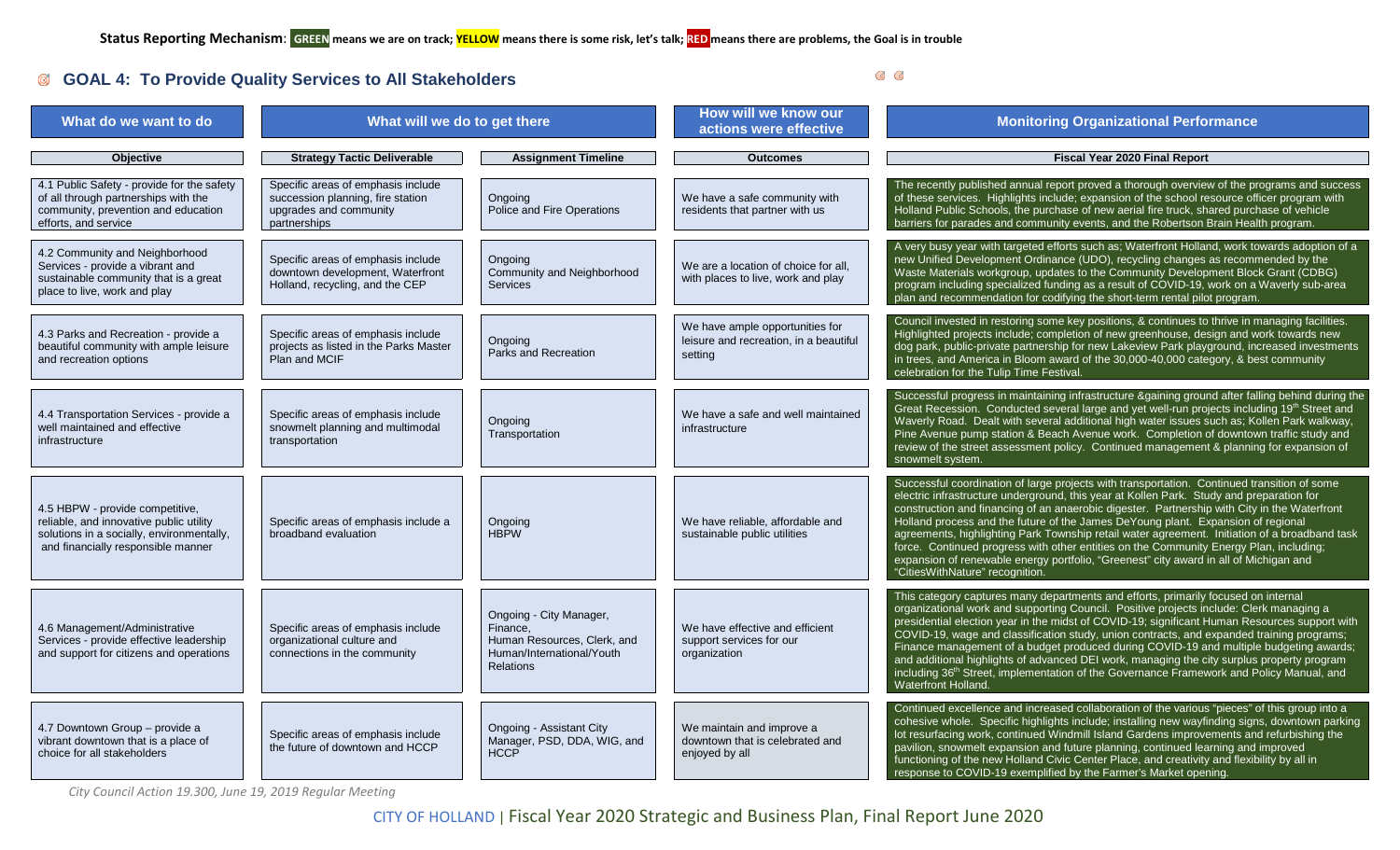**Status Reporting Mechanism**: **GREEN** means we are on track; **YELLOW** means there is some risk, let's talk; **RED** means there are problems, the Goal is in trouble

## GOAL 4: To Provide Quality Services to All Stakeholders

| What do we want to do | What will we do to get there | | How will we know our actions were effective | Monitoring Organizational Performance |
|---|---|---|---|---|
| **Objective** | **Strategy Tactic Deliverable** | **Assignment Timeline** | **Outcomes** | **Fiscal Year 2020 Final Report** |
| 4.1 Public Safety - provide for the safety of all through partnerships with the community, prevention and education efforts, and service | Specific areas of emphasis include succession planning, fire station upgrades and community partnerships | Ongoing<br>Police and Fire Operations | We have a safe community with residents that partner with us | The recently published annual report proved a thorough overview of the programs and success of these services. Highlights include; expansion of the school resource officer program with Holland Public Schools, the purchase of new aerial fire truck, shared purchase of vehicle barriers for parades and community events, and the Robertson Brain Health program. |
| 4.2 Community and Neighborhood Services - provide a vibrant and sustainable community that is a great place to live, work and play | Specific areas of emphasis include downtown development, Waterfront Holland, recycling, and the CEP | Ongoing<br>Community and Neighborhood Services | We are a location of choice for all, with places to live, work and play | A very busy year with targeted efforts such as; Waterfront Holland, work towards adoption of a new Unified Development Ordinance (UDO), recycling changes as recommended by the Waste Materials workgroup, updates to the Community Development Block Grant (CDBG) program including specialized funding as a result of COVID-19, work on a Waverly sub-area plan and recommendation for codifying the short-term rental pilot program. |
| 4.3 Parks and Recreation - provide a beautiful community with ample leisure and recreation options | Specific areas of emphasis include projects as listed in the Parks Master Plan and MCIF | Ongoing<br>Parks and Recreation | We have ample opportunities for leisure and recreation, in a beautiful setting | Council invested in restoring some key positions, & continues to thrive in managing facilities. Highlighted projects include; completion of new greenhouse, design and work towards new dog park, public-private partnership for new Lakeview Park playground, increased investments in trees, and America in Bloom award of the 30,000-40,000 category, & best community celebration for the Tulip Time Festival. |
| 4.4 Transportation Services - provide a well maintained and effective infrastructure | Specific areas of emphasis include snowmelt planning and multimodal transportation | Ongoing<br>Transportation | We have a safe and well maintained infrastructure | Successful progress in maintaining infrastructure &gaining ground after falling behind during the Great Recession. Conducted several large and yet well-run projects including 19th Street and Waverly Road. Dealt with several additional high water issues such as; Kollen Park walkway, Pine Avenue pump station & Beach Avenue work. Completion of downtown traffic study and review of the street assessment policy. Continued management & planning for expansion of snowmelt system. |
| 4.5 HBPW - provide competitive, reliable, and innovative public utility solutions in a socially, environmentally, and financially responsible manner | Specific areas of emphasis include a broadband evaluation | Ongoing<br>HBPW | We have reliable, affordable and sustainable public utilities | Successful coordination of large projects with transportation. Continued transition of some electric infrastructure underground, this year at Kollen Park. Study and preparation for construction and financing of an anaerobic digester. Partnership with City in the Waterfront Holland process and the future of the James DeYoung plant. Expansion of regional agreements, highlighting Park Township retail water agreement. Initiation of a broadband task force. Continued progress with other entities on the Community Energy Plan, including; expansion of renewable energy portfolio, "Greenest" city award in all of Michigan and "CitiesWithNature" recognition. |
| 4.6 Management/Administrative Services - provide effective leadership and support for citizens and operations | Specific areas of emphasis include organizational culture and connections in the community | Ongoing - City Manager, Finance, Human Resources, Clerk, and Human/International/Youth Relations | We have effective and efficient support services for our organization | This category captures many departments and efforts, primarily focused on internal organizational work and supporting Council. Positive projects include: Clerk managing a presidential election year in the midst of COVID-19; significant Human Resources support with COVID-19, wage and classification study, union contracts, and expanded training programs; Finance management of a budget produced during COVID-19 and multiple budgeting awards; and additional highlights of advanced DEI work, managing the city surplus property program including 36th Street, implementation of the Governance Framework and Policy Manual, and Waterfront Holland. |
| 4.7 Downtown Group – provide a vibrant downtown that is a place of choice for all stakeholders | Specific areas of emphasis include the future of downtown and HCCP | Ongoing - Assistant City Manager, PSD, DDA, WIG, and HCCP | We maintain and improve a downtown that is celebrated and enjoyed by all | Continued excellence and increased collaboration of the various "pieces" of this group into a cohesive whole. Specific highlights include; installing new wayfinding signs, downtown parking lot resurfacing work, continued Windmill Island Gardens improvements and refurbishing the pavilion, snowmelt expansion and future planning, continued learning and improved functioning of the new Holland Civic Center Place, and creativity and flexibility by all in response to COVID-19 exemplified by the Farmer's Market opening. |

*City Council Action 19.300, June 19, 2019 Regular Meeting*

CITY OF HOLLAND | Fiscal Year 2020 Strategic and Business Plan, Final Report June 2020